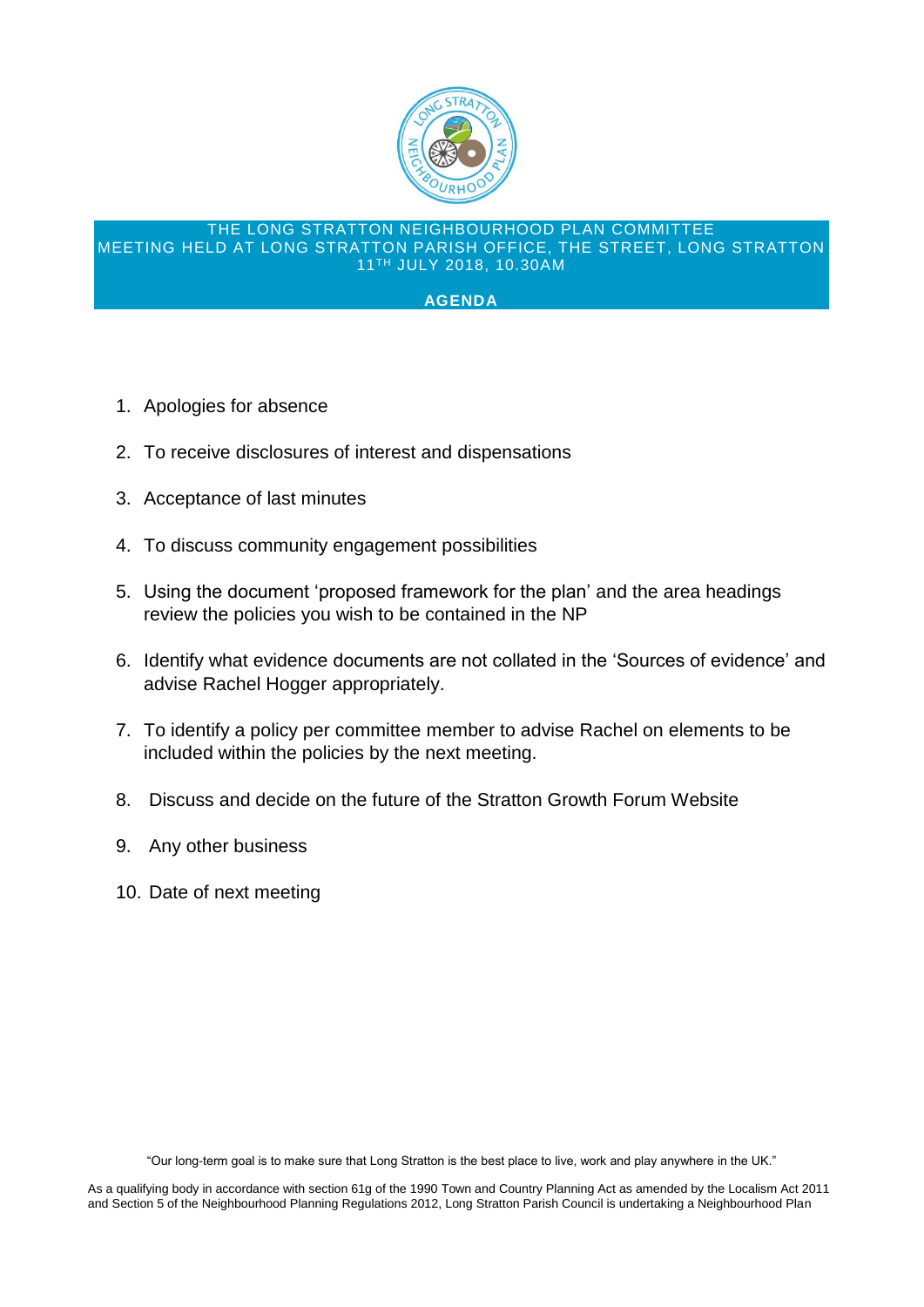# THE LONG STRATTON NEIGHBOURHOOD PLAN COMMITTEE

## MEETING HELD AT LONG STRATTON PARISH OFFICE, THE STREET, LONG STRATTON 11TH JULY 2018, 10.30AM

## AGENDA

1. Apologies for absence
2. To receive disclosures of interest and dispensations
3. Acceptance of last minutes
4. To discuss community engagement possibilities
5. Using the document 'proposed framework for the plan' and the area headings review the policies you wish to be contained in the NP
6. Identify what evidence documents are not collated in the 'Sources of evidence' and advise Rachel Hogger appropriately.
7. To identify a policy per committee member to advise Rachel on elements to be included within the policies by the next meeting.
8. Discuss and decide on the future of the Stratton Growth Forum Website
9. Any other business
10. Date of next meeting

"Our long-term goal is to make sure that Long Stratton is the best place to live, work and play anywhere in the UK."

As a qualifying body in accordance with section 61g of the 1990 Town and Country Planning Act as amended by the Localism Act 2011 and Section 5 of the Neighbourhood Planning Regulations 2012, Long Stratton Parish Council is undertaking a Neighbourhood Plan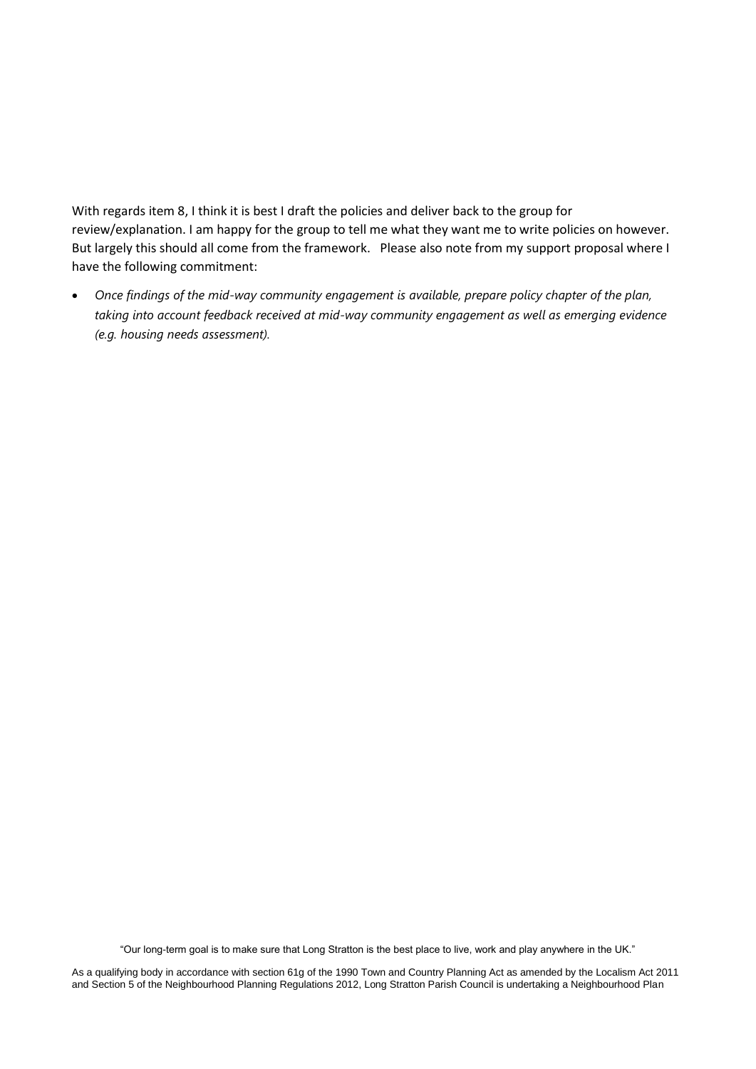With regards item 8, I think it is best I draft the policies and deliver back to the group for review/explanation. I am happy for the group to tell me what they want me to write policies on however. But largely this should all come from the framework. Please also note from my support proposal where I have the following commitment:

- *Once findings of the mid-way community engagement is available, prepare policy chapter of the plan, taking into account feedback received at mid-way community engagement as well as emerging evidence (e.g. housing needs assessment).*